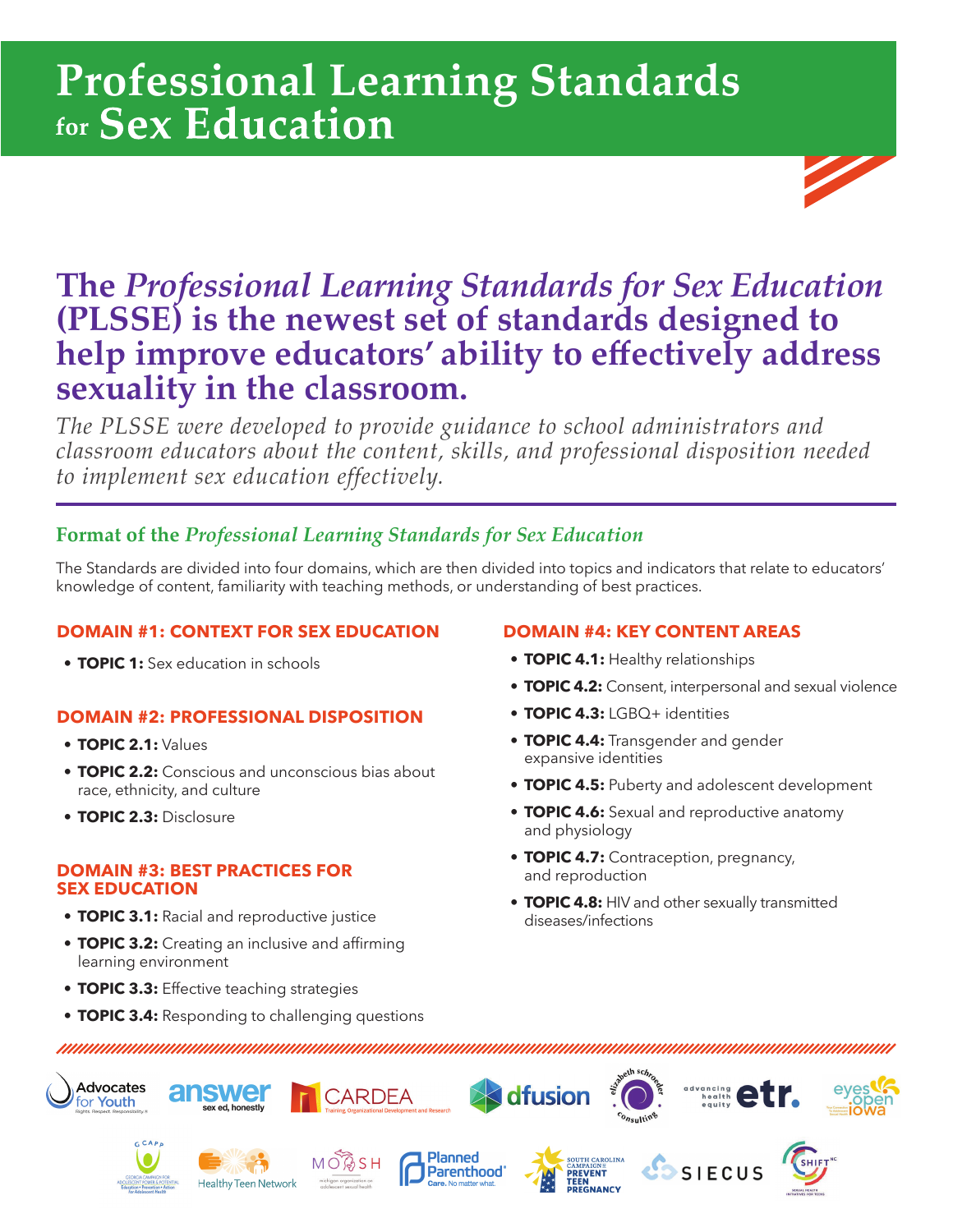# Professional Learning Standards for Sex Education

## The *Professional Learning Standards for Sex Education* (PLSSE) is the newest set of standards designed to help improve educators' ability to effectively address sexuality in the classroom.

*The PLSSE were developed to provide guidance to school administrators and classroom educators about the content, skills, and professional disposition needed to implement sex education effectively.*

### Format of the *Professional Learning Standards for Sex Education*

The Standards are divided into four domains, which are then divided into topics and indicators that relate to educators' knowledge of content, familiarity with teaching methods, or understanding of best practices.

#### DOMAIN #1: CONTEXT FOR SEX EDUCATION

- **TOPIC 1:** Sex education in schools

#### DOMAIN #2: PROFESSIONAL DISPOSITION

- **TOPIC 2.1:** Values
- **TOPIC 2.2:** Conscious and unconscious bias about race, ethnicity, and culture
- **TOPIC 2.3:** Disclosure

#### DOMAIN #3: BEST PRACTICES FOR SEX EDUCATION

- **TOPIC 3.1:** Racial and reproductive justice
- **TOPIC 3.2:** Creating an inclusive and affirming learning environment
- **TOPIC 3.3:** Effective teaching strategies
- **TOPIC 3.4:** Responding to challenging questions

#### DOMAIN #4: KEY CONTENT AREAS

- **TOPIC 4.1:** Healthy relationships
- **TOPIC 4.2:** Consent, interpersonal and sexual violence
- **TOPIC 4.3:** LGBQ+ identities
- **TOPIC 4.4:** Transgender and gender expansive identities
- **TOPIC 4.5:** Puberty and adolescent development
- **TOPIC 4.6:** Sexual and reproductive anatomy and physiology
- **TOPIC 4.7:** Contraception, pregnancy, and reproduction
- **TOPIC 4.8:** HIV and other sexually transmitted diseases/infections

Advocates for Youth · answer sex ed, honestly · CARDEA · dfusion · elizabeth schroeder consulting · etr advancing health equity · eyes open iowa · GCAPP · Healthy Teen Network · MOASH · Planned Parenthood · South Carolina Campaign to Prevent Teen Pregnancy · SIECUS · SHIFT NC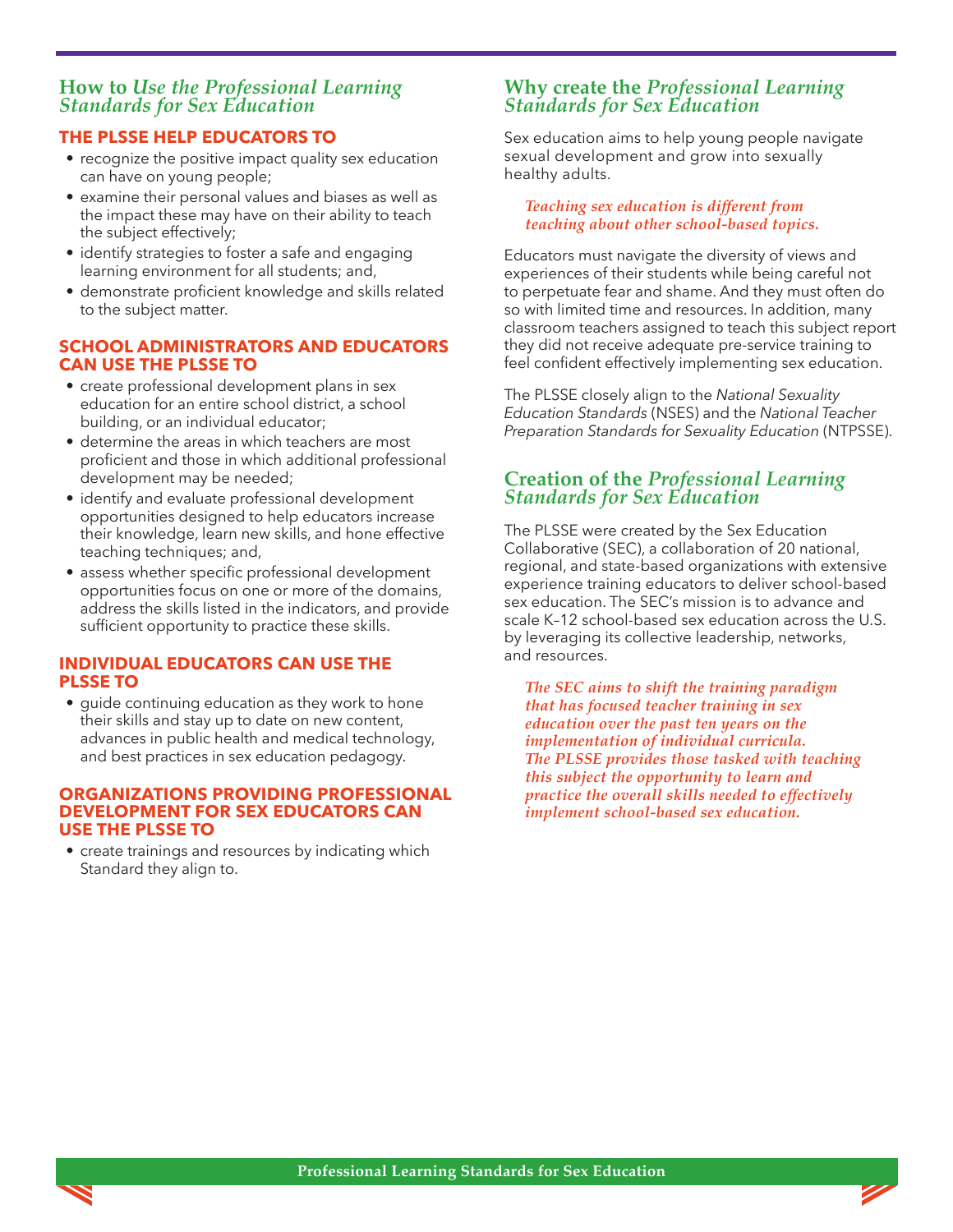## How to *Use the Professional Learning Standards for Sex Education*

### THE PLSSE HELP EDUCATORS TO

- recognize the positive impact quality sex education can have on young people;
- examine their personal values and biases as well as the impact these may have on their ability to teach the subject effectively;
- identify strategies to foster a safe and engaging learning environment for all students; and,
- demonstrate proficient knowledge and skills related to the subject matter.

### SCHOOL ADMINISTRATORS AND EDUCATORS CAN USE THE PLSSE TO

- create professional development plans in sex education for an entire school district, a school building, or an individual educator;
- determine the areas in which teachers are most proficient and those in which additional professional development may be needed;
- identify and evaluate professional development opportunities designed to help educators increase their knowledge, learn new skills, and hone effective teaching techniques; and,
- assess whether specific professional development opportunities focus on one or more of the domains, address the skills listed in the indicators, and provide sufficient opportunity to practice these skills.

### INDIVIDUAL EDUCATORS CAN USE THE PLSSE TO

- guide continuing education as they work to hone their skills and stay up to date on new content, advances in public health and medical technology, and best practices in sex education pedagogy.

### ORGANIZATIONS PROVIDING PROFESSIONAL DEVELOPMENT FOR SEX EDUCATORS CAN USE THE PLSSE TO

- create trainings and resources by indicating which Standard they align to.

## Why create the *Professional Learning Standards for Sex Education*

Sex education aims to help young people navigate sexual development and grow into sexually healthy adults.

***Teaching sex education is different from teaching about other school-based topics.***

Educators must navigate the diversity of views and experiences of their students while being careful not to perpetuate fear and shame. And they must often do so with limited time and resources. In addition, many classroom teachers assigned to teach this subject report they did not receive adequate pre-service training to feel confident effectively implementing sex education.

The PLSSE closely align to the *National Sexuality Education Standards* (NSES) and the *National Teacher Preparation Standards for Sexuality Education* (NTPSSE).

## Creation of the *Professional Learning Standards for Sex Education*

The PLSSE were created by the Sex Education Collaborative (SEC), a collaboration of 20 national, regional, and state-based organizations with extensive experience training educators to deliver school-based sex education. The SEC's mission is to advance and scale K–12 school-based sex education across the U.S. by leveraging its collective leadership, networks, and resources.

***The SEC aims to shift the training paradigm that has focused teacher training in sex education over the past ten years on the implementation of individual curricula. The PLSSE provides those tasked with teaching this subject the opportunity to learn and practice the overall skills needed to effectively implement school-based sex education.***